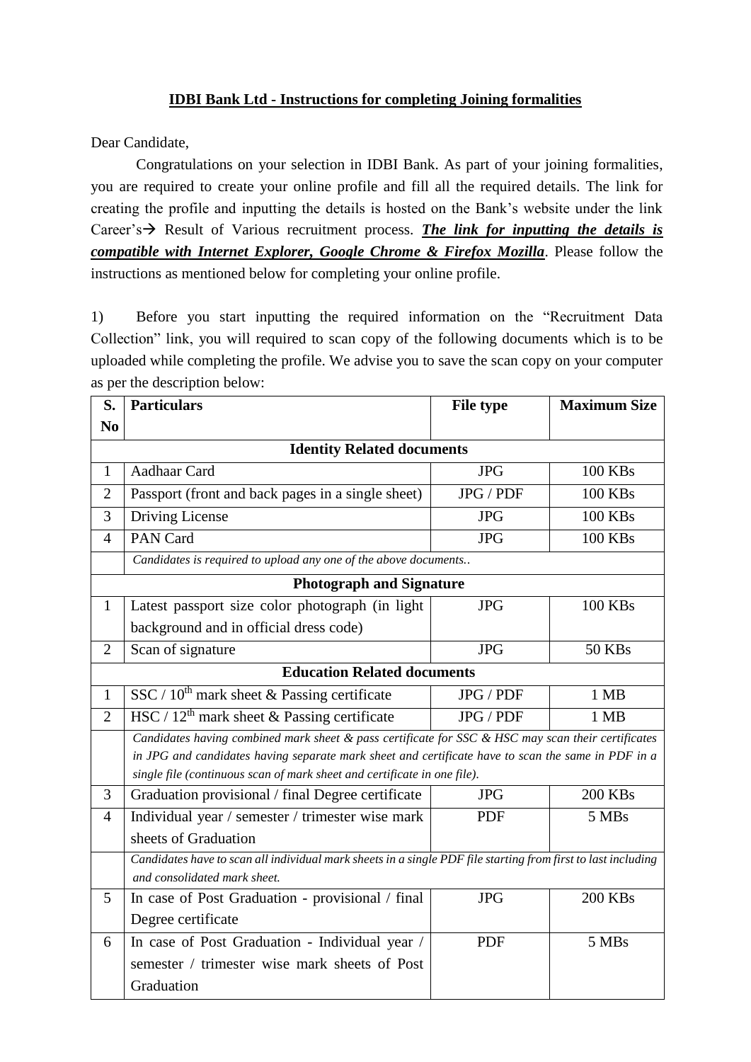**IDBI Bank Ltd - Instructions for completing Joining formalities**

Dear Candidate,

Congratulations on your selection in IDBI Bank. As part of your joining formalities, you are required to create your online profile and fill all the required details. The link for creating the profile and inputting the details is hosted on the Bank's website under the link Career's→ Result of Various recruitment process. ***The link for inputting the details is compatible with Internet Explorer, Google Chrome & Firefox Mozilla***. Please follow the instructions as mentioned below for completing your online profile.

1) Before you start inputting the required information on the "Recruitment Data Collection" link, you will required to scan copy of the following documents which is to be uploaded while completing the profile. We advise you to save the scan copy on your computer as per the description below:

| S. No | Particulars | File type | Maximum Size |
|---|---|---|---|
| | **Identity Related documents** | | |
| 1 | Aadhaar Card | JPG | 100 KBs |
| 2 | Passport (front and back pages in a single sheet) | JPG / PDF | 100 KBs |
| 3 | Driving License | JPG | 100 KBs |
| 4 | PAN Card | JPG | 100 KBs |
| | *Candidates is required to upload any one of the above documents..* | | |
| | **Photograph and Signature** | | |
| 1 | Latest passport size color photograph (in light background and in official dress code) | JPG | 100 KBs |
| 2 | Scan of signature | JPG | 50 KBs |
| | **Education Related documents** | | |
| 1 | SSC / 10th mark sheet & Passing certificate | JPG / PDF | 1 MB |
| 2 | HSC / 12th mark sheet & Passing certificate | JPG / PDF | 1 MB |
| | *Candidates having combined mark sheet & pass certificate for SSC & HSC may scan their certificates in JPG and candidates having separate mark sheet and certificate have to scan the same in PDF in a single file (continuous scan of mark sheet and certificate in one file).* | | |
| 3 | Graduation provisional / final Degree certificate | JPG | 200 KBs |
| 4 | Individual year / semester / trimester wise mark sheets of Graduation | PDF | 5 MBs |
| | *Candidates have to scan all individual mark sheets in a single PDF file starting from first to last including and consolidated mark sheet.* | | |
| 5 | In case of Post Graduation - provisional / final Degree certificate | JPG | 200 KBs |
| 6 | In case of Post Graduation - Individual year / semester / trimester wise mark sheets of Post Graduation | PDF | 5 MBs |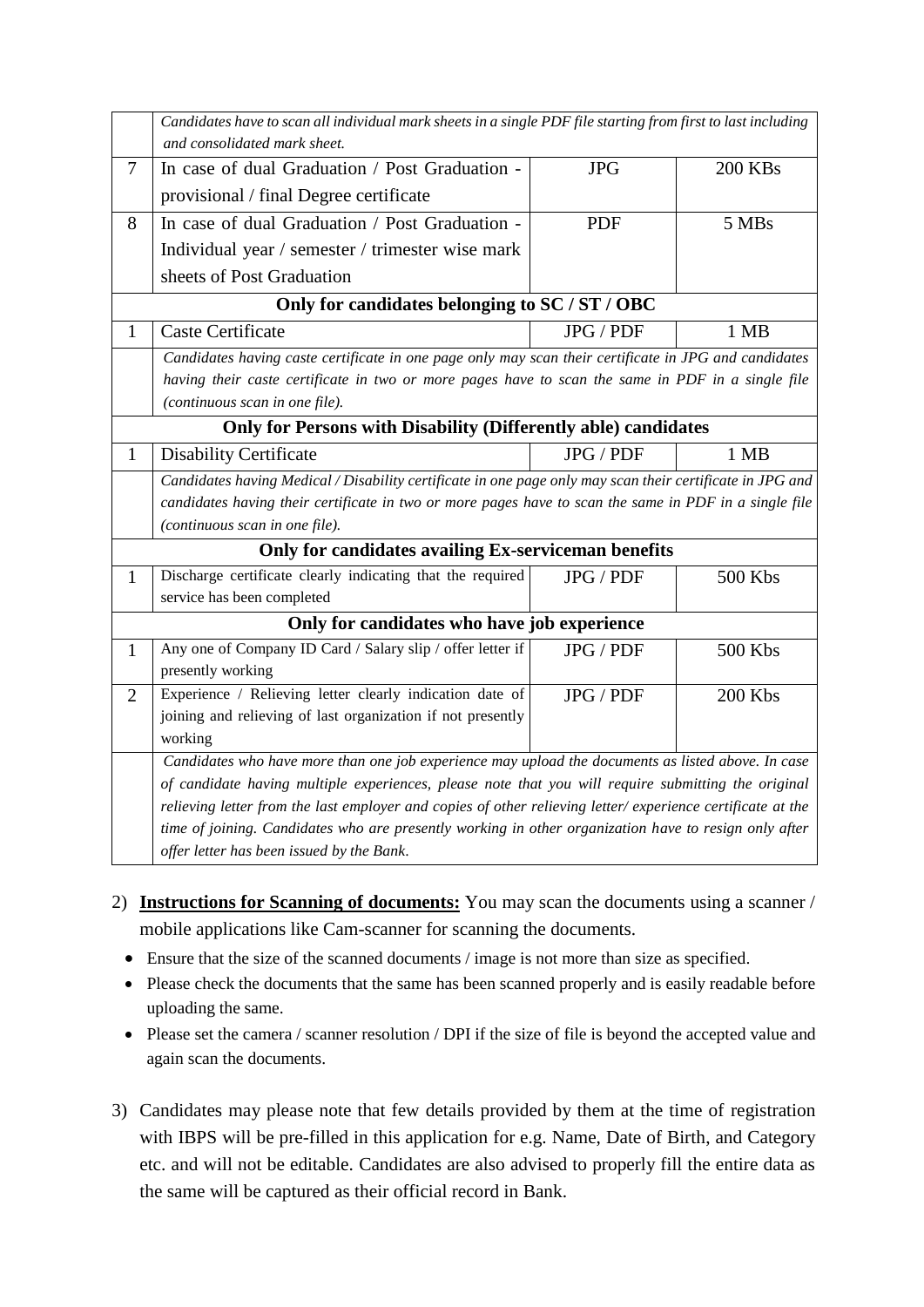| | | | |
|---|---|---|---|
| | *Candidates have to scan all individual mark sheets in a single PDF file starting from first to last including and consolidated mark sheet.* | | |
| 7 | In case of dual Graduation / Post Graduation - provisional / final Degree certificate | JPG | 200 KBs |
| 8 | In case of dual Graduation / Post Graduation - Individual year / semester / trimester wise mark sheets of Post Graduation | PDF | 5 MBs |
| | **Only for candidates belonging to SC / ST / OBC** | | |
| 1 | Caste Certificate | JPG / PDF | 1 MB |
| | *Candidates having caste certificate in one page only may scan their certificate in JPG and candidates having their caste certificate in two or more pages have to scan the same in PDF in a single file (continuous scan in one file).* | | |
| | **Only for Persons with Disability (Differently able) candidates** | | |
| 1 | Disability Certificate | JPG / PDF | 1 MB |
| | *Candidates having Medical / Disability certificate in one page only may scan their certificate in JPG and candidates having their certificate in two or more pages have to scan the same in PDF in a single file (continuous scan in one file).* | | |
| | **Only for candidates availing Ex-serviceman benefits** | | |
| 1 | Discharge certificate clearly indicating that the required service has been completed | JPG / PDF | 500 Kbs |
| | **Only for candidates who have job experience** | | |
| 1 | Any one of Company ID Card / Salary slip / offer letter if presently working | JPG / PDF | 500 Kbs |
| 2 | Experience / Relieving letter clearly indication date of joining and relieving of last organization if not presently working | JPG / PDF | 200 Kbs |
| | *Candidates who have more than one job experience may upload the documents as listed above. In case of candidate having multiple experiences, please note that you will require submitting the original relieving letter from the last employer and copies of other relieving letter/ experience certificate at the time of joining. Candidates who are presently working in other organization have to resign only after offer letter has been issued by the Bank.* | | |

2) **Instructions for Scanning of documents:** You may scan the documents using a scanner / mobile applications like Cam-scanner for scanning the documents.
   - Ensure that the size of the scanned documents / image is not more than size as specified.
   - Please check the documents that the same has been scanned properly and is easily readable before uploading the same.
   - Please set the camera / scanner resolution / DPI if the size of file is beyond the accepted value and again scan the documents.

3) Candidates may please note that few details provided by them at the time of registration with IBPS will be pre-filled in this application for e.g. Name, Date of Birth, and Category etc. and will not be editable. Candidates are also advised to properly fill the entire data as the same will be captured as their official record in Bank.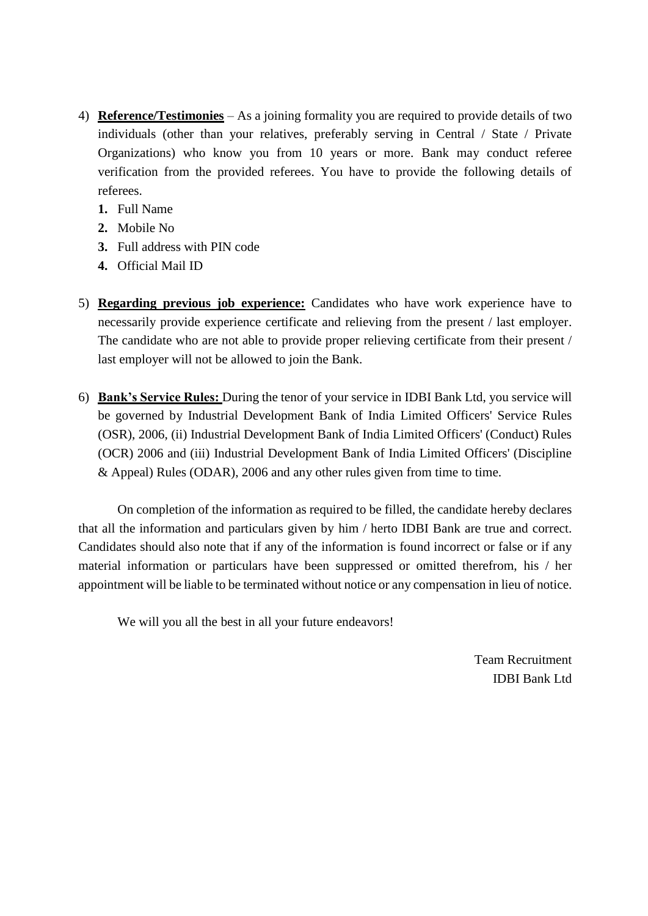4) **Reference/Testimonies** – As a joining formality you are required to provide details of two individuals (other than your relatives, preferably serving in Central / State / Private Organizations) who know you from 10 years or more. Bank may conduct referee verification from the provided referees. You have to provide the following details of referees.
   1. Full Name
   2. Mobile No
   3. Full address with PIN code
   4. Official Mail ID

5) **Regarding previous job experience:** Candidates who have work experience have to necessarily provide experience certificate and relieving from the present / last employer. The candidate who are not able to provide proper relieving certificate from their present / last employer will not be allowed to join the Bank.

6) **Bank's Service Rules:** During the tenor of your service in IDBI Bank Ltd, you service will be governed by Industrial Development Bank of India Limited Officers' Service Rules (OSR), 2006, (ii) Industrial Development Bank of India Limited Officers' (Conduct) Rules (OCR) 2006 and (iii) Industrial Development Bank of India Limited Officers' (Discipline & Appeal) Rules (ODAR), 2006 and any other rules given from time to time.

On completion of the information as required to be filled, the candidate hereby declares that all the information and particulars given by him / herto IDBI Bank are true and correct. Candidates should also note that if any of the information is found incorrect or false or if any material information or particulars have been suppressed or omitted therefrom, his / her appointment will be liable to be terminated without notice or any compensation in lieu of notice.

We will you all the best in all your future endeavors!

Team Recruitment
IDBI Bank Ltd